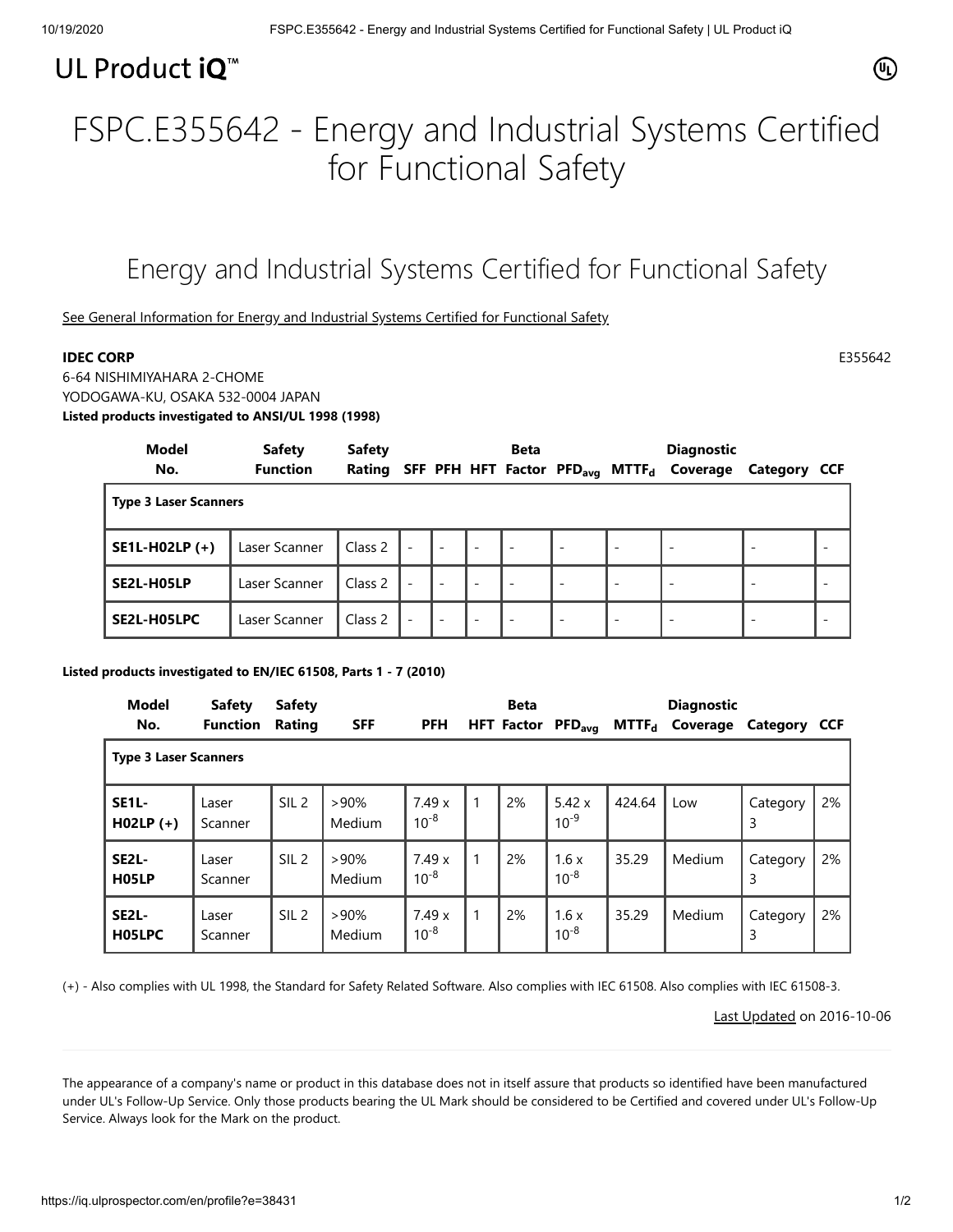UL Product iQ™

# FSPC.E355642 - Energy and Industrial Systems Certified for Functional Safety

## Energy and Industrial Systems Certified for Functional Safety

See General Information for Energy and Industrial Systems Certified for Functional Safety

**IDEC CORP** E355642

6-64 NISHIMIYAHARA 2-CHOME
YODOGAWA-KU, OSAKA 532-0004 JAPAN

**Listed products investigated to ANSI/UL 1998 (1998)**

| Model No. | Safety Function | Safety Rating | SFF | PFH | HFT | Beta Factor | $PFD_{avg}$ | $MTTF_d$ | Diagnostic Coverage | Category | CCF |
|---|---|---|---|---|---|---|---|---|---|---|---|
| **Type 3 Laser Scanners** | | | | | | | | | | | |
| **SE1L-H02LP (+)** | Laser Scanner | Class 2 | - | - | - | - | - | - | - | - | - |
| **SE2L-H05LP** | Laser Scanner | Class 2 | - | - | - | - | - | - | - | - | - |
| **SE2L-H05LPC** | Laser Scanner | Class 2 | - | - | - | - | - | - | - | - | - |

**Listed products investigated to EN/IEC 61508, Parts 1 - 7 (2010)**

| Model No. | Safety Function | Safety Rating | SFF | PFH | HFT | Beta Factor | $PFD_{avg}$ | $MTTF_d$ | Diagnostic Coverage | Category | CCF |
|---|---|---|---|---|---|---|---|---|---|---|---|
| **Type 3 Laser Scanners** | | | | | | | | | | | |
| **SE1L-H02LP (+)** | Laser Scanner | SIL 2 | >90% Medium | $7.49 \times 10^{-8}$ | 1 | 2% | $5.42 \times 10^{-9}$ | 424.64 | Low | Category 3 | 2% |
| **SE2L-H05LP** | Laser Scanner | SIL 2 | >90% Medium | $7.49 \times 10^{-8}$ | 1 | 2% | $1.6 \times 10^{-8}$ | 35.29 | Medium | Category 3 | 2% |
| **SE2L-H05LPC** | Laser Scanner | SIL 2 | >90% Medium | $7.49 \times 10^{-8}$ | 1 | 2% | $1.6 \times 10^{-8}$ | 35.29 | Medium | Category 3 | 2% |

(+) - Also complies with UL 1998, the Standard for Safety Related Software. Also complies with IEC 61508. Also complies with IEC 61508-3.

Last Updated on 2016-10-06

The appearance of a company's name or product in this database does not in itself assure that products so identified have been manufactured under UL's Follow-Up Service. Only those products bearing the UL Mark should be considered to be Certified and covered under UL's Follow-Up Service. Always look for the Mark on the product.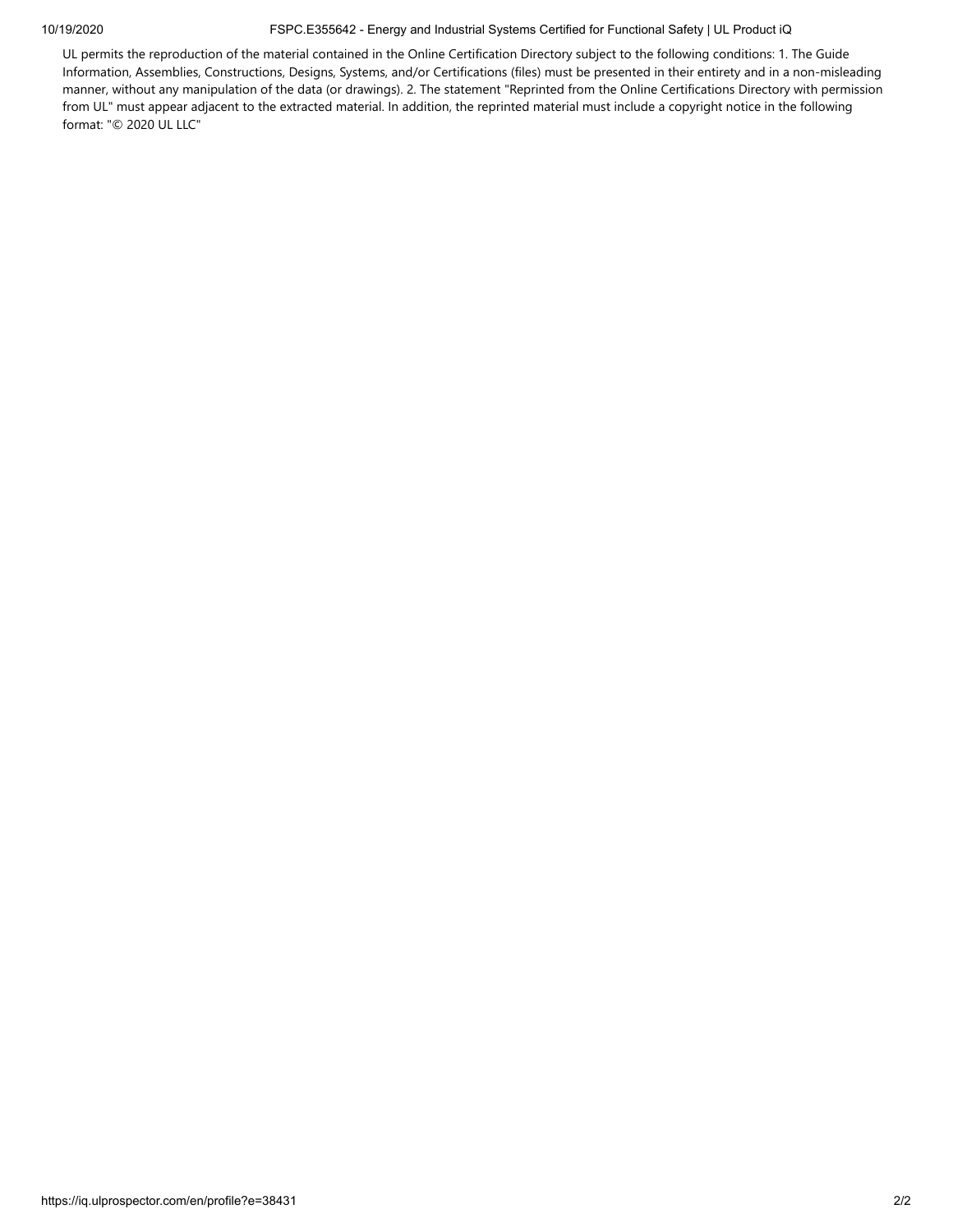UL permits the reproduction of the material contained in the Online Certification Directory subject to the following conditions: 1. The Guide Information, Assemblies, Constructions, Designs, Systems, and/or Certifications (files) must be presented in their entirety and in a non-misleading manner, without any manipulation of the data (or drawings). 2. The statement "Reprinted from the Online Certifications Directory with permission from UL" must appear adjacent to the extracted material. In addition, the reprinted material must include a copyright notice in the following format: "© 2020 UL LLC"